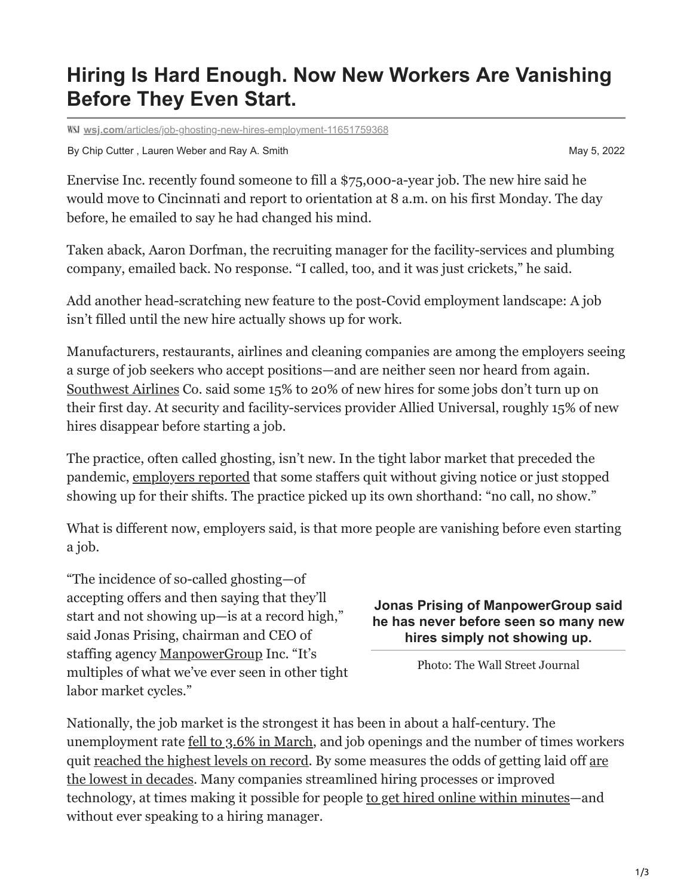# Hiring Is Hard Enough. Now New Workers Are Vanishing Before They Even Start.

wsj.com/articles/job-ghosting-new-hires-employment-11651759368

By Chip Cutter , Lauren Weber and Ray A. Smith

May 5, 2022

Enervise Inc. recently found someone to fill a $75,000-a-year job. The new hire said he would move to Cincinnati and report to orientation at 8 a.m. on his first Monday. The day before, he emailed to say he had changed his mind.

Taken aback, Aaron Dorfman, the recruiting manager for the facility-services and plumbing company, emailed back. No response. "I called, too, and it was just crickets," he said.

Add another head-scratching new feature to the post-Covid employment landscape: A job isn't filled until the new hire actually shows up for work.

Manufacturers, restaurants, airlines and cleaning companies are among the employers seeing a surge of job seekers who accept positions—and are neither seen nor heard from again. Southwest Airlines Co. said some 15% to 20% of new hires for some jobs don't turn up on their first day. At security and facility-services provider Allied Universal, roughly 15% of new hires disappear before starting a job.

The practice, often called ghosting, isn't new. In the tight labor market that preceded the pandemic, employers reported that some staffers quit without giving notice or just stopped showing up for their shifts. The practice picked up its own shorthand: "no call, no show."

What is different now, employers said, is that more people are vanishing before even starting a job.

"The incidence of so-called ghosting—of accepting offers and then saying that they'll start and not showing up—is at a record high," said Jonas Prising, chairman and CEO of staffing agency ManpowerGroup Inc. "It's multiples of what we've ever seen in other tight labor market cycles."

**Jonas Prising of ManpowerGroup said he has never before seen so many new hires simply not showing up.**

Photo: The Wall Street Journal

Nationally, the job market is the strongest it has been in about a half-century. The unemployment rate fell to 3.6% in March, and job openings and the number of times workers quit reached the highest levels on record. By some measures the odds of getting laid off are the lowest in decades. Many companies streamlined hiring processes or improved technology, at times making it possible for people to get hired online within minutes—and without ever speaking to a hiring manager.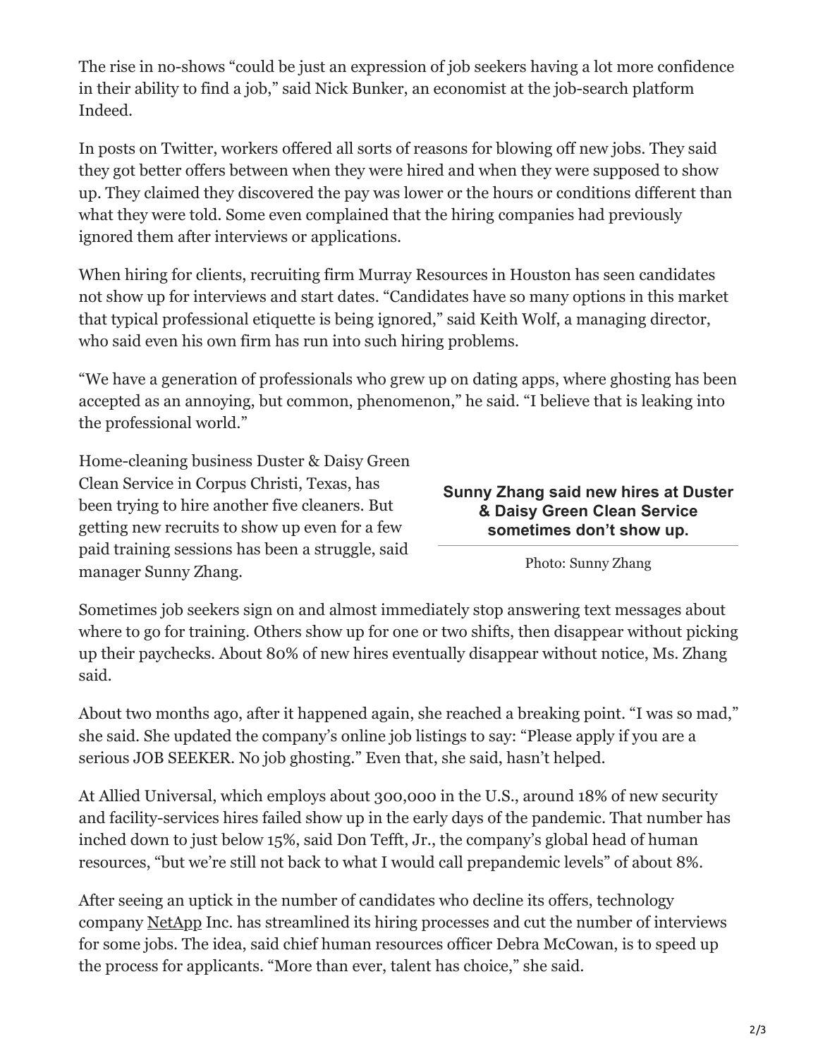The rise in no-shows "could be just an expression of job seekers having a lot more confidence in their ability to find a job," said Nick Bunker, an economist at the job-search platform Indeed.

In posts on Twitter, workers offered all sorts of reasons for blowing off new jobs. They said they got better offers between when they were hired and when they were supposed to show up. They claimed they discovered the pay was lower or the hours or conditions different than what they were told. Some even complained that the hiring companies had previously ignored them after interviews or applications.

When hiring for clients, recruiting firm Murray Resources in Houston has seen candidates not show up for interviews and start dates. "Candidates have so many options in this market that typical professional etiquette is being ignored," said Keith Wolf, a managing director, who said even his own firm has run into such hiring problems.

"We have a generation of professionals who grew up on dating apps, where ghosting has been accepted as an annoying, but common, phenomenon," he said. "I believe that is leaking into the professional world."

Home-cleaning business Duster & Daisy Green Clean Service in Corpus Christi, Texas, has been trying to hire another five cleaners. But getting new recruits to show up even for a few paid training sessions has been a struggle, said manager Sunny Zhang.

**Sunny Zhang said new hires at Duster & Daisy Green Clean Service sometimes don't show up.**

Photo: Sunny Zhang

Sometimes job seekers sign on and almost immediately stop answering text messages about where to go for training. Others show up for one or two shifts, then disappear without picking up their paychecks. About 80% of new hires eventually disappear without notice, Ms. Zhang said.

About two months ago, after it happened again, she reached a breaking point. "I was so mad," she said. She updated the company's online job listings to say: "Please apply if you are a serious JOB SEEKER. No job ghosting." Even that, she said, hasn't helped.

At Allied Universal, which employs about 300,000 in the U.S., around 18% of new security and facility-services hires failed show up in the early days of the pandemic. That number has inched down to just below 15%, said Don Tefft, Jr., the company's global head of human resources, "but we're still not back to what I would call prepandemic levels" of about 8%.

After seeing an uptick in the number of candidates who decline its offers, technology company NetApp Inc. has streamlined its hiring processes and cut the number of interviews for some jobs. The idea, said chief human resources officer Debra McCowan, is to speed up the process for applicants. "More than ever, talent has choice," she said.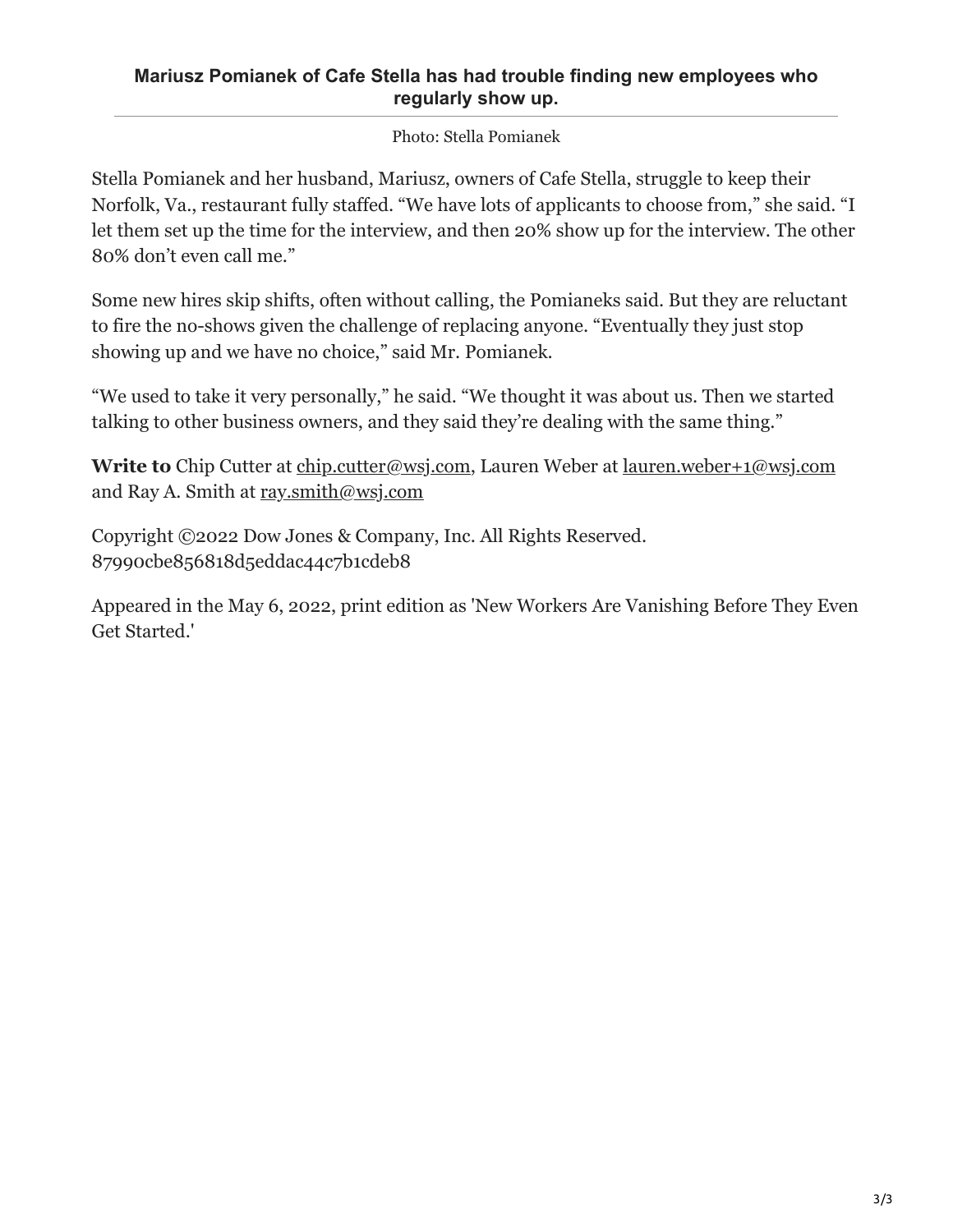**Mariusz Pomianek of Cafe Stella has had trouble finding new employees who regularly show up.**

Photo: Stella Pomianek

Stella Pomianek and her husband, Mariusz, owners of Cafe Stella, struggle to keep their Norfolk, Va., restaurant fully staffed. "We have lots of applicants to choose from," she said. "I let them set up the time for the interview, and then 20% show up for the interview. The other 80% don't even call me."

Some new hires skip shifts, often without calling, the Pomianeks said. But they are reluctant to fire the no-shows given the challenge of replacing anyone. "Eventually they just stop showing up and we have no choice," said Mr. Pomianek.

"We used to take it very personally," he said. "We thought it was about us. Then we started talking to other business owners, and they said they're dealing with the same thing."

**Write to** Chip Cutter at chip.cutter@wsj.com, Lauren Weber at lauren.weber+1@wsj.com and Ray A. Smith at ray.smith@wsj.com

Copyright ©2022 Dow Jones & Company, Inc. All Rights Reserved.
87990cbe856818d5eddac44c7b1cdeb8

Appeared in the May 6, 2022, print edition as 'New Workers Are Vanishing Before They Even Get Started.'